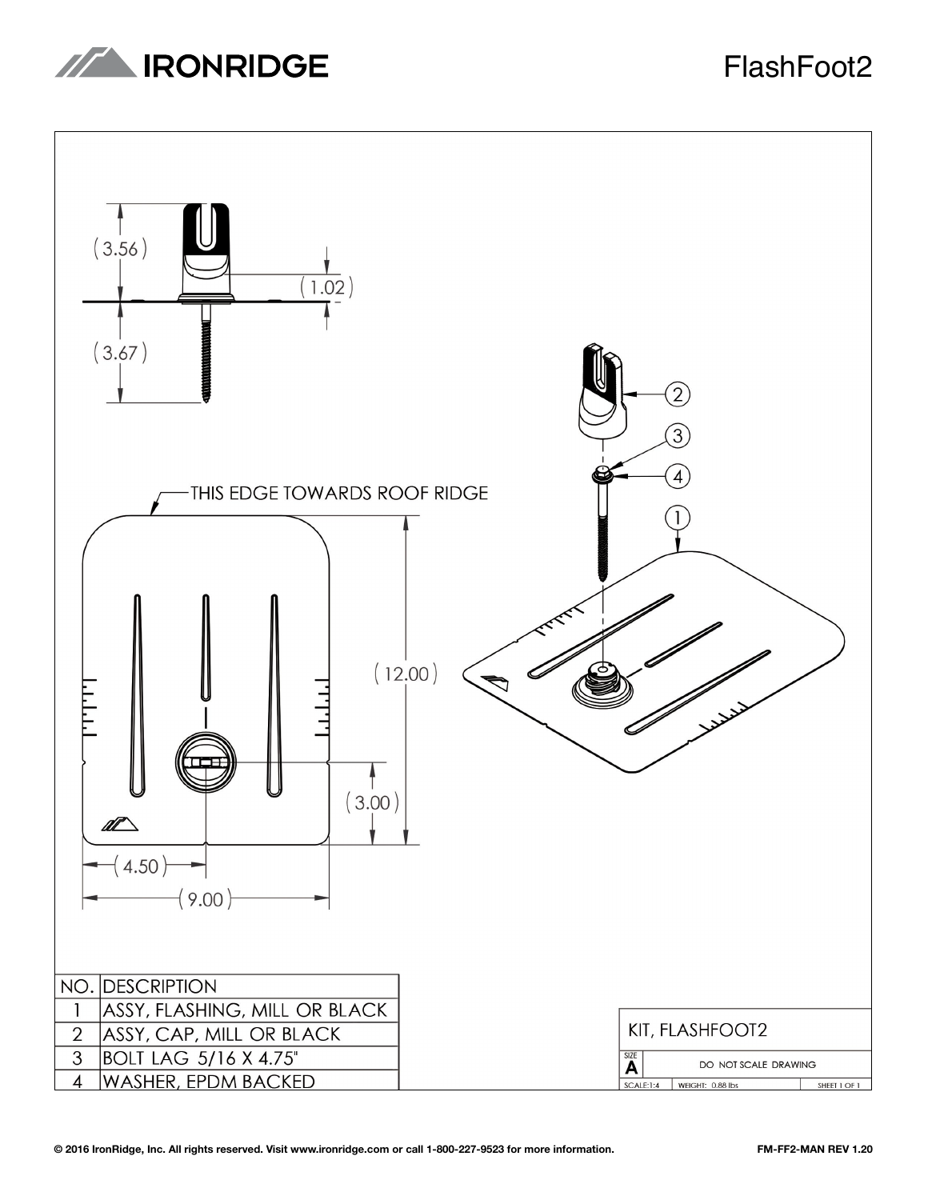# FlashFoot2

(3.56)

(1.02)

(3.67)

THIS EDGE TOWARDS ROOF RIDGE

(12.00)

(3.00)

(4.50)

(9.00)

2

3

4

1

| NO. | DESCRIPTION |
|---|---|
| 1 | ASSY, FLASHING, MILL OR BLACK |
| 2 | ASSY, CAP, MILL OR BLACK |
| 3 | BOLT LAG 5/16 X 4.75" |
| 4 | WASHER, EPDM BACKED |

| KIT, FLASHFOOT2 | | |
|---|---|---|
| SIZE A | DO NOT SCALE DRAWING | |
| SCALE:1:4 | WEIGHT: 0.88 lbs | SHEET 1 OF 1 |

© 2016 IronRidge, Inc. All rights reserved. Visit www.ironridge.com or call 1-800-227-9523 for more information.

FM-FF2-MAN REV 1.20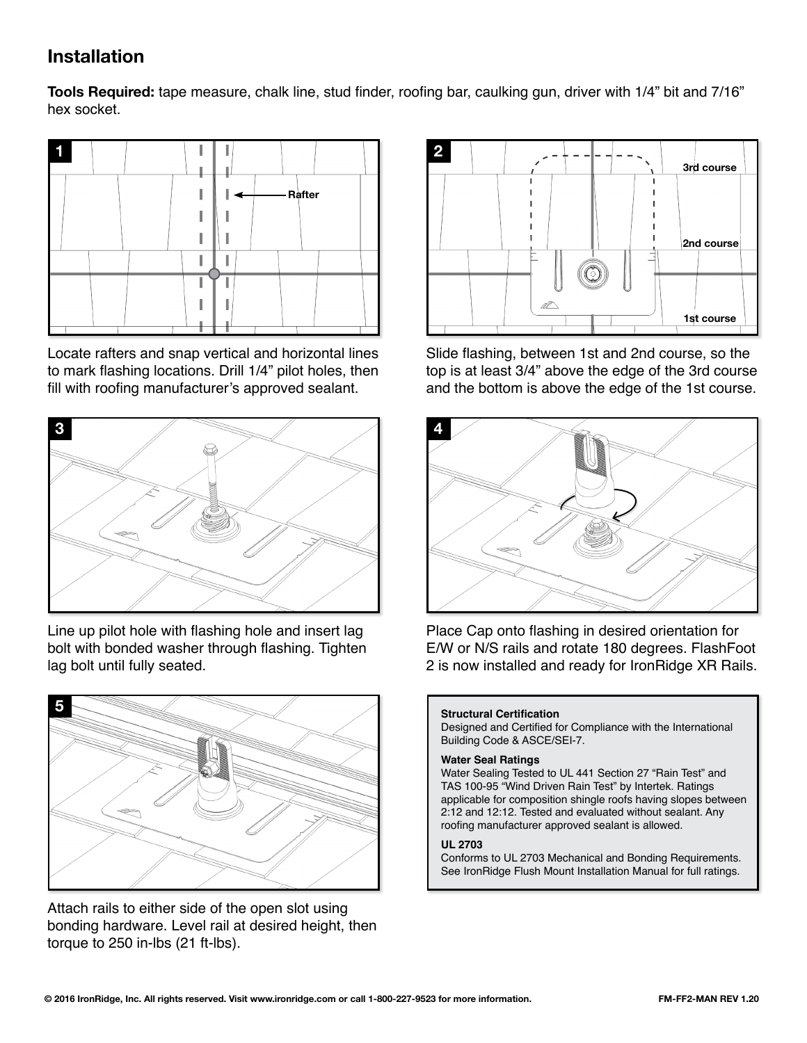## Installation

**Tools Required:** tape measure, chalk line, stud finder, roofing bar, caulking gun, driver with 1/4” bit and 7/16” hex socket.

**1**

Rafter

Locate rafters and snap vertical and horizontal lines to mark flashing locations. Drill 1/4” pilot holes, then fill with roofing manufacturer’s approved sealant.

**2**

3rd course

2nd course

1st course

Slide flashing, between 1st and 2nd course, so the top is at least 3/4” above the edge of the 3rd course and the bottom is above the edge of the 1st course.

**3**

Line up pilot hole with flashing hole and insert lag bolt with bonded washer through flashing. Tighten lag bolt until fully seated.

**4**

Place Cap onto flashing in desired orientation for E/W or N/S rails and rotate 180 degrees. FlashFoot 2 is now installed and ready for IronRidge XR Rails.

**5**

Attach rails to either side of the open slot using bonding hardware. Level rail at desired height, then torque to 250 in-lbs (21 ft-lbs).

**Structural Certification**
Designed and Certified for Compliance with the International Building Code & ASCE/SEI-7.

**Water Seal Ratings**
Water Sealing Tested to UL 441 Section 27 “Rain Test” and TAS 100-95 “Wind Driven Rain Test” by Intertek. Ratings applicable for composition shingle roofs having slopes between 2:12 and 12:12. Tested and evaluated without sealant. Any roofing manufacturer approved sealant is allowed.

**UL 2703**
Conforms to UL 2703 Mechanical and Bonding Requirements. See IronRidge Flush Mount Installation Manual for full ratings.

© 2016 IronRidge, Inc. All rights reserved. Visit www.ironridge.com or call 1-800-227-9523 for more information. FM-FF2-MAN REV 1.20